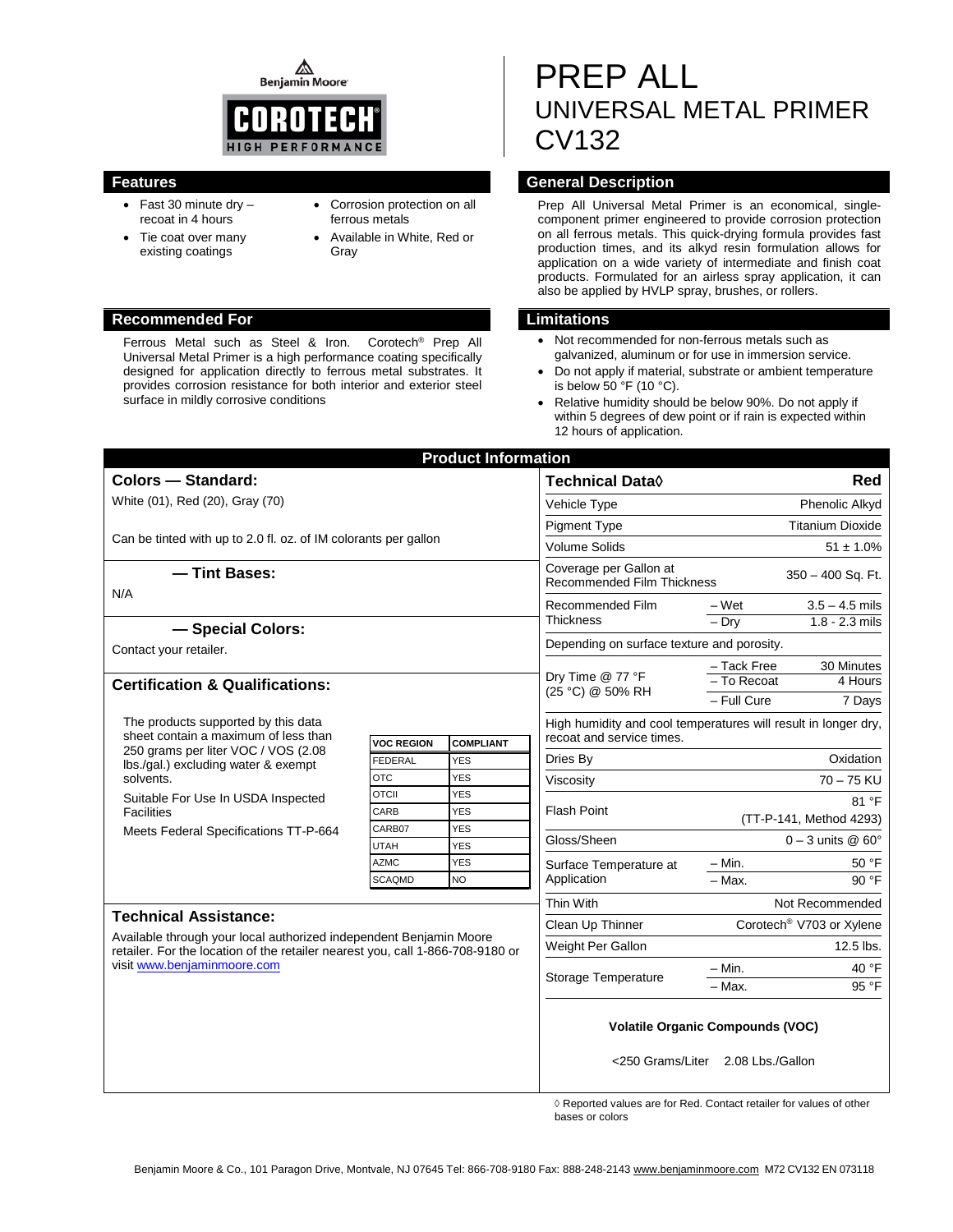Benjamin Moore

COROTECH® HIGH PERFORMANCE

# PREP ALL
## UNIVERSAL METAL PRIMER
## CV132

### Features

- Fast 30 minute dry – recoat in 4 hours
- Tie coat over many existing coatings
- Corrosion protection on all ferrous metals
- Available in White, Red or Gray

### General Description

Prep All Universal Metal Primer is an economical, single-component primer engineered to provide corrosion protection on all ferrous metals. This quick-drying formula provides fast production times, and its alkyd resin formulation allows for application on a wide variety of intermediate and finish coat products. Formulated for an airless spray application, it can also be applied by HVLP spray, brushes, or rollers.

### Recommended For

Ferrous Metal such as Steel & Iron. Corotech® Prep All Universal Metal Primer is a high performance coating specifically designed for application directly to ferrous metal substrates. It provides corrosion resistance for both interior and exterior steel surface in mildly corrosive conditions

### Limitations

- Not recommended for non-ferrous metals such as galvanized, aluminum or for use in immersion service.
- Do not apply if material, substrate or ambient temperature is below 50 °F (10 °C).
- Relative humidity should be below 90%. Do not apply if within 5 degrees of dew point or if rain is expected within 12 hours of application.

## Product Information

### Colors — Standard:

White (01), Red (20), Gray (70)

Can be tinted with up to 2.0 fl. oz. of IM colorants per gallon

### — Tint Bases:

N/A

### — Special Colors:

Contact your retailer.

### Certification & Qualifications:

The products supported by this data sheet contain a maximum of less than 250 grams per liter VOC / VOS (2.08 lbs./gal.) excluding water & exempt solvents.

Suitable For Use In USDA Inspected Facilities

Meets Federal Specifications TT-P-664

| VOC REGION | COMPLIANT |
|---|---|
| FEDERAL | YES |
| OTC | YES |
| OTCII | YES |
| CARB | YES |
| CARB07 | YES |
| UTAH | YES |
| AZMC | YES |
| SCAQMD | NO |

### Technical Assistance:

Available through your local authorized independent Benjamin Moore retailer. For the location of the retailer nearest you, call 1-866-708-9180 or visit www.benjaminmoore.com

| Technical Data◊ | | Red |
|---|---|---|
| Vehicle Type | | Phenolic Alkyd |
| Pigment Type | | Titanium Dioxide |
| Volume Solids | | 51 ± 1.0% |
| Coverage per Gallon at Recommended Film Thickness | | 350 – 400 Sq. Ft. |
| Recommended Film Thickness | – Wet | 3.5 – 4.5 mils |
| | – Dry | 1.8 - 2.3 mils |
| Depending on surface texture and porosity. | | |
| Dry Time @ 77 °F (25 °C) @ 50% RH | – Tack Free | 30 Minutes |
| | – To Recoat | 4 Hours |
| | – Full Cure | 7 Days |
| High humidity and cool temperatures will result in longer dry, recoat and service times. | | |
| Dries By | | Oxidation |
| Viscosity | | 70 – 75 KU |
| Flash Point | | 81 °F (TT-P-141, Method 4293) |
| Gloss/Sheen | | 0 – 3 units @ 60° |
| Surface Temperature at Application | – Min. | 50 °F |
| | – Max. | 90 °F |
| Thin With | | Not Recommended |
| Clean Up Thinner | | Corotech® V703 or Xylene |
| Weight Per Gallon | | 12.5 lbs. |
| Storage Temperature | – Min. | 40 °F |
| | – Max. | 95 °F |

**Volatile Organic Compounds (VOC)**

<250 Grams/Liter 2.08 Lbs./Gallon

◊ Reported values are for Red. Contact retailer for values of other bases or colors

Benjamin Moore & Co., 101 Paragon Drive, Montvale, NJ 07645 Tel: 866-708-9180 Fax: 888-248-2143 www.benjaminmoore.com M72 CV132 EN 073118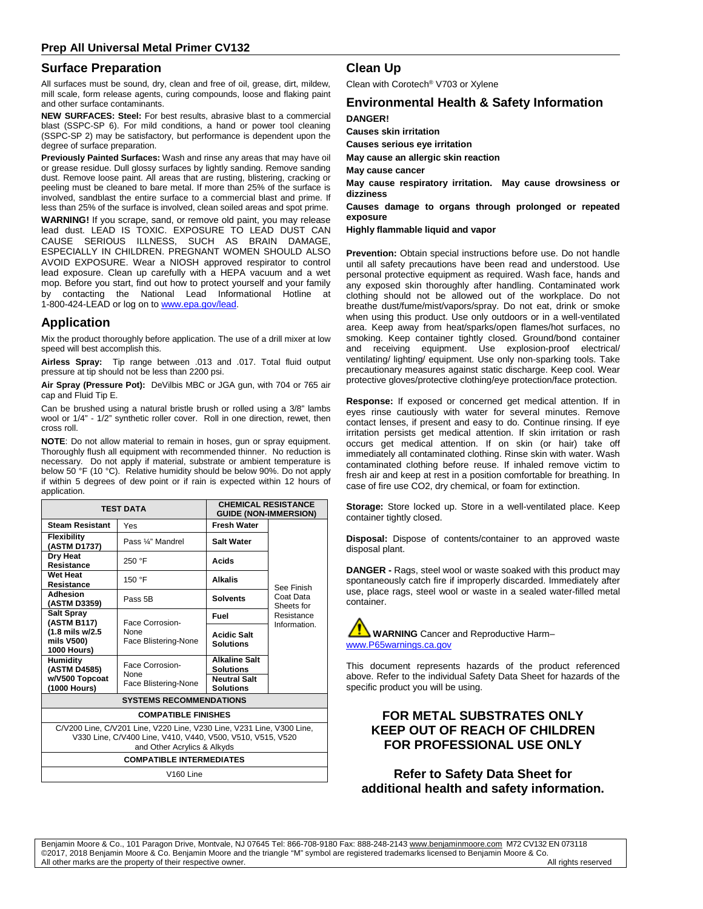## Prep All Universal Metal Primer CV132

## Surface Preparation

All surfaces must be sound, dry, clean and free of oil, grease, dirt, mildew, mill scale, form release agents, curing compounds, loose and flaking paint and other surface contaminants.

**NEW SURFACES: Steel:** For best results, abrasive blast to a commercial blast (SSPC-SP 6). For mild conditions, a hand or power tool cleaning (SSPC-SP 2) may be satisfactory, but performance is dependent upon the degree of surface preparation.

**Previously Painted Surfaces:** Wash and rinse any areas that may have oil or grease residue. Dull glossy surfaces by lightly sanding. Remove sanding dust. Remove loose paint. All areas that are rusting, blistering, cracking or peeling must be cleaned to bare metal. If more than 25% of the surface is involved, sandblast the entire surface to a commercial blast and prime. If less than 25% of the surface is involved, clean soiled areas and spot prime.

**WARNING!** If you scrape, sand, or remove old paint, you may release lead dust. LEAD IS TOXIC. EXPOSURE TO LEAD DUST CAN CAUSE SERIOUS ILLNESS, SUCH AS BRAIN DAMAGE, ESPECIALLY IN CHILDREN. PREGNANT WOMEN SHOULD ALSO AVOID EXPOSURE. Wear a NIOSH approved respirator to control lead exposure. Clean up carefully with a HEPA vacuum and a wet mop. Before you start, find out how to protect yourself and your family by contacting the National Lead Informational Hotline at 1-800-424-LEAD or log on to www.epa.gov/lead.

## Application

Mix the product thoroughly before application. The use of a drill mixer at low speed will best accomplish this.

**Airless Spray:** Tip range between .013 and .017. Total fluid output pressure at tip should not be less than 2200 psi.

**Air Spray (Pressure Pot):** DeVilbis MBC or JGA gun, with 704 or 765 air cap and Fluid Tip E.

Can be brushed using a natural bristle brush or rolled using a 3/8" lambs wool or 1/4" - 1/2" synthetic roller cover. Roll in one direction, rewet, then cross roll.

**NOTE**: Do not allow material to remain in hoses, gun or spray equipment. Thoroughly flush all equipment with recommended thinner. No reduction is necessary. Do not apply if material, substrate or ambient temperature is below 50 °F (10 °C). Relative humidity should be below 90%. Do not apply if within 5 degrees of dew point or if rain is expected within 12 hours of application.

| TEST DATA | | CHEMICAL RESISTANCE GUIDE (NON-IMMERSION) | |
|---|---|---|---|
| **Steam Resistant** | Yes | **Fresh Water** | See Finish Coat Data Sheets for Resistance Information. |
| **Flexibility (ASTM D1737)** | Pass ¼" Mandrel | **Salt Water** | |
| **Dry Heat Resistance** | 250 °F | **Acids** | |
| **Wet Heat Resistance** | 150 °F | **Alkalis** | |
| **Adhesion (ASTM D3359)** | Pass 5B | **Solvents** | |
| **Salt Spray (ASTM B117) (1.8 mils w/2.5 mils V500) 1000 Hours)** | Face Corrosion-None Face Blistering-None | **Fuel** | |
| | | **Acidic Salt Solutions** | |
| **Humidity (ASTM D4585) w/V500 Topcoat (1000 Hours)** | Face Corrosion-None Face Blistering-None | **Alkaline Salt Solutions** | |
| | | **Neutral Salt Solutions** | |

| SYSTEMS RECOMMENDATIONS |
|---|
| **COMPATIBLE FINISHES** |
| C/V200 Line, C/V201 Line, V220 Line, V230 Line, V231 Line, V300 Line, V330 Line, C/V400 Line, V410, V440, V500, V510, V515, V520 and Other Acrylics & Alkyds |
| **COMPATIBLE INTERMEDIATES** |
| V160 Line |

## Clean Up

Clean with Corotech® V703 or Xylene

## Environmental Health & Safety Information

**DANGER!**

**Causes skin irritation**

**Causes serious eye irritation**

**May cause an allergic skin reaction**

**May cause cancer**

**May cause respiratory irritation. May cause drowsiness or dizziness**

**Causes damage to organs through prolonged or repeated exposure**

**Highly flammable liquid and vapor**

**Prevention:** Obtain special instructions before use. Do not handle until all safety precautions have been read and understood. Use personal protective equipment as required. Wash face, hands and any exposed skin thoroughly after handling. Contaminated work clothing should not be allowed out of the workplace. Do not breathe dust/fume/mist/vapors/spray. Do not eat, drink or smoke when using this product. Use only outdoors or in a well-ventilated area. Keep away from heat/sparks/open flames/hot surfaces, no smoking. Keep container tightly closed. Ground/bond container and receiving equipment. Use explosion-proof electrical/ ventilating/ lighting/ equipment. Use only non-sparking tools. Take precautionary measures against static discharge. Keep cool. Wear protective gloves/protective clothing/eye protection/face protection.

**Response:** If exposed or concerned get medical attention. If in eyes rinse cautiously with water for several minutes. Remove contact lenses, if present and easy to do. Continue rinsing. If eye irritation persists get medical attention. If skin irritation or rash occurs get medical attention. If on skin (or hair) take off immediately all contaminated clothing. Rinse skin with water. Wash contaminated clothing before reuse. If inhaled remove victim to fresh air and keep at rest in a position comfortable for breathing. In case of fire use CO2, dry chemical, or foam for extinction.

**Storage:** Store locked up. Store in a well-ventilated place. Keep container tightly closed.

**Disposal:** Dispose of contents/container to an approved waste disposal plant.

**DANGER -** Rags, steel wool or waste soaked with this product may spontaneously catch fire if improperly discarded. Immediately after use, place rags, steel wool or waste in a sealed water-filled metal container.

**WARNING** Cancer and Reproductive Harm– www.P65warnings.ca.gov

This document represents hazards of the product referenced above. Refer to the individual Safety Data Sheet for hazards of the specific product you will be using.

**FOR METAL SUBSTRATES ONLY**
**KEEP OUT OF REACH OF CHILDREN**
**FOR PROFESSIONAL USE ONLY**

**Refer to Safety Data Sheet for additional health and safety information.**

Benjamin Moore & Co., 101 Paragon Drive, Montvale, NJ 07645 Tel: 866-708-9180 Fax: 888-248-2143 www.benjaminmoore.com M72 CV132 EN 073118
©2017, 2018 Benjamin Moore & Co. Benjamin Moore and the triangle "M" symbol are registered trademarks licensed to Benjamin Moore & Co.
All other marks are the property of their respective owner. All rights reserved